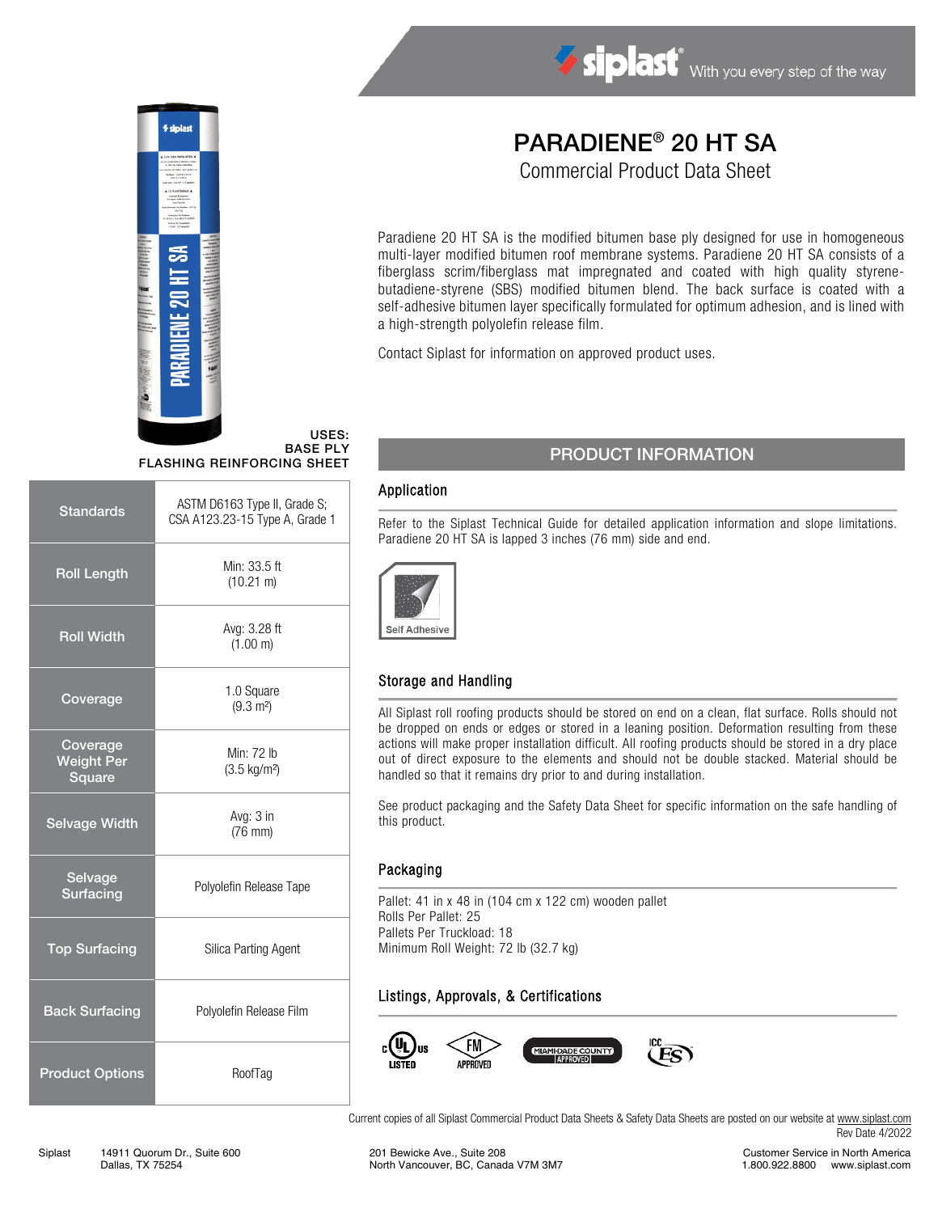siplast® With you every step of the way

# PARADIENE® 20 HT SA

## Commercial Product Data Sheet

Paradiene 20 HT SA is the modified bitumen base ply designed for use in homogeneous multi-layer modified bitumen roof membrane systems. Paradiene 20 HT SA consists of a fiberglass scrim/fiberglass mat impregnated and coated with high quality styrene-butadiene-styrene (SBS) modified bitumen blend. The back surface is coated with a self-adhesive bitumen layer specifically formulated for optimum adhesion, and is lined with a high-strength polyolefin release film.

Contact Siplast for information on approved product uses.

**USES:**
**BASE PLY**
**FLASHING REINFORCING SHEET**

| | |
|---|---|
| Standards | ASTM D6163 Type II, Grade S; CSA A123.23-15 Type A, Grade 1 |
| Roll Length | Min: 33.5 ft (10.21 m) |
| Roll Width | Avg: 3.28 ft (1.00 m) |
| Coverage | 1.0 Square (9.3 m²) |
| Coverage Weight Per Square | Min: 72 lb (3.5 kg/m²) |
| Selvage Width | Avg: 3 in (76 mm) |
| Selvage Surfacing | Polyolefin Release Tape |
| Top Surfacing | Silica Parting Agent |
| Back Surfacing | Polyolefin Release Film |
| Product Options | RoofTag |

## PRODUCT INFORMATION

### Application

Refer to the Siplast Technical Guide for detailed application information and slope limitations. Paradiene 20 HT SA is lapped 3 inches (76 mm) side and end.

Self Adhesive

### Storage and Handling

All Siplast roll roofing products should be stored on end on a clean, flat surface. Rolls should not be dropped on ends or edges or stored in a leaning position. Deformation resulting from these actions will make proper installation difficult. All roofing products should be stored in a dry place out of direct exposure to the elements and should not be double stacked. Material should be handled so that it remains dry prior to and during installation.

See product packaging and the Safety Data Sheet for specific information on the safe handling of this product.

### Packaging

Pallet: 41 in x 48 in (104 cm x 122 cm) wooden pallet
Rolls Per Pallet: 25
Pallets Per Truckload: 18
Minimum Roll Weight: 72 lb (32.7 kg)

### Listings, Approvals, & Certifications

c UL us LISTED; FM APPROVED; MIAMI-DADE COUNTY APPROVED; ICC ES

Current copies of all Siplast Commercial Product Data Sheets & Safety Data Sheets are posted on our website at www.siplast.com
Rev Date 4/2022

Siplast 14911 Quorum Dr., Suite 600, Dallas, TX 75254 | 201 Bewicke Ave., Suite 208, North Vancouver, BC, Canada V7M 3M7 | Customer Service in North America 1.800.922.8800 www.siplast.com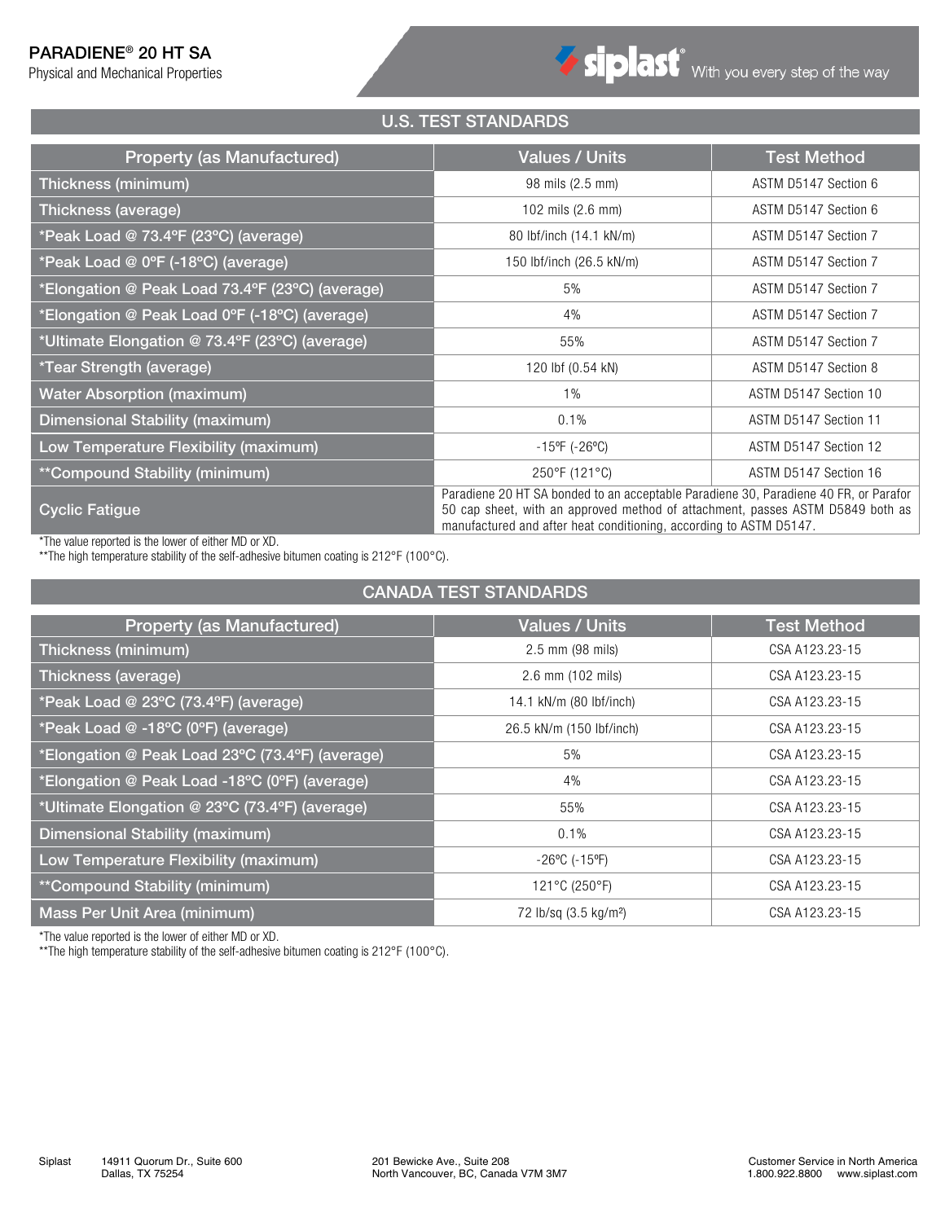# PARADIENE® 20 HT SA

Physical and Mechanical Properties

## U.S. TEST STANDARDS

| Property (as Manufactured) | Values / Units | Test Method |
|---|---|---|
| Thickness (minimum) | 98 mils (2.5 mm) | ASTM D5147 Section 6 |
| Thickness (average) | 102 mils (2.6 mm) | ASTM D5147 Section 6 |
| *Peak Load @ 73.4ºF (23ºC) (average) | 80 lbf/inch (14.1 kN/m) | ASTM D5147 Section 7 |
| *Peak Load @ 0ºF (-18ºC) (average) | 150 lbf/inch (26.5 kN/m) | ASTM D5147 Section 7 |
| *Elongation @ Peak Load 73.4ºF (23ºC) (average) | 5% | ASTM D5147 Section 7 |
| *Elongation @ Peak Load 0ºF (-18ºC) (average) | 4% | ASTM D5147 Section 7 |
| *Ultimate Elongation @ 73.4ºF (23ºC) (average) | 55% | ASTM D5147 Section 7 |
| *Tear Strength (average) | 120 lbf (0.54 kN) | ASTM D5147 Section 8 |
| Water Absorption (maximum) | 1% | ASTM D5147 Section 10 |
| Dimensional Stability (maximum) | 0.1% | ASTM D5147 Section 11 |
| Low Temperature Flexibility (maximum) | -15ºF (-26ºC) | ASTM D5147 Section 12 |
| **Compound Stability (minimum) | 250°F (121°C) | ASTM D5147 Section 16 |
| Cyclic Fatigue | Paradiene 20 HT SA bonded to an acceptable Paradiene 30, Paradiene 40 FR, or Parafor 50 cap sheet, with an approved method of attachment, passes ASTM D5849 both as manufactured and after heat conditioning, according to ASTM D5147. | |

*The value reported is the lower of either MD or XD.
**The high temperature stability of the self-adhesive bitumen coating is 212°F (100°C).

## CANADA TEST STANDARDS

| Property (as Manufactured) | Values / Units | Test Method |
|---|---|---|
| Thickness (minimum) | 2.5 mm (98 mils) | CSA A123.23-15 |
| Thickness (average) | 2.6 mm (102 mils) | CSA A123.23-15 |
| *Peak Load @ 23ºC (73.4ºF) (average) | 14.1 kN/m (80 lbf/inch) | CSA A123.23-15 |
| *Peak Load @ -18ºC (0ºF) (average) | 26.5 kN/m (150 lbf/inch) | CSA A123.23-15 |
| *Elongation @ Peak Load 23ºC (73.4ºF) (average) | 5% | CSA A123.23-15 |
| *Elongation @ Peak Load -18ºC (0ºF) (average) | 4% | CSA A123.23-15 |
| *Ultimate Elongation @ 23ºC (73.4ºF) (average) | 55% | CSA A123.23-15 |
| Dimensional Stability (maximum) | 0.1% | CSA A123.23-15 |
| Low Temperature Flexibility (maximum) | -26ºC (-15ºF) | CSA A123.23-15 |
| **Compound Stability (minimum) | 121°C (250°F) | CSA A123.23-15 |
| Mass Per Unit Area (minimum) | 72 lb/sq (3.5 kg/m²) | CSA A123.23-15 |

*The value reported is the lower of either MD or XD.
**The high temperature stability of the self-adhesive bitumen coating is 212°F (100°C).

Siplast 14911 Quorum Dr., Suite 600 Dallas, TX 75254 | 201 Bewicke Ave., Suite 208 North Vancouver, BC, Canada V7M 3M7 | Customer Service in North America 1.800.922.8800 www.siplast.com